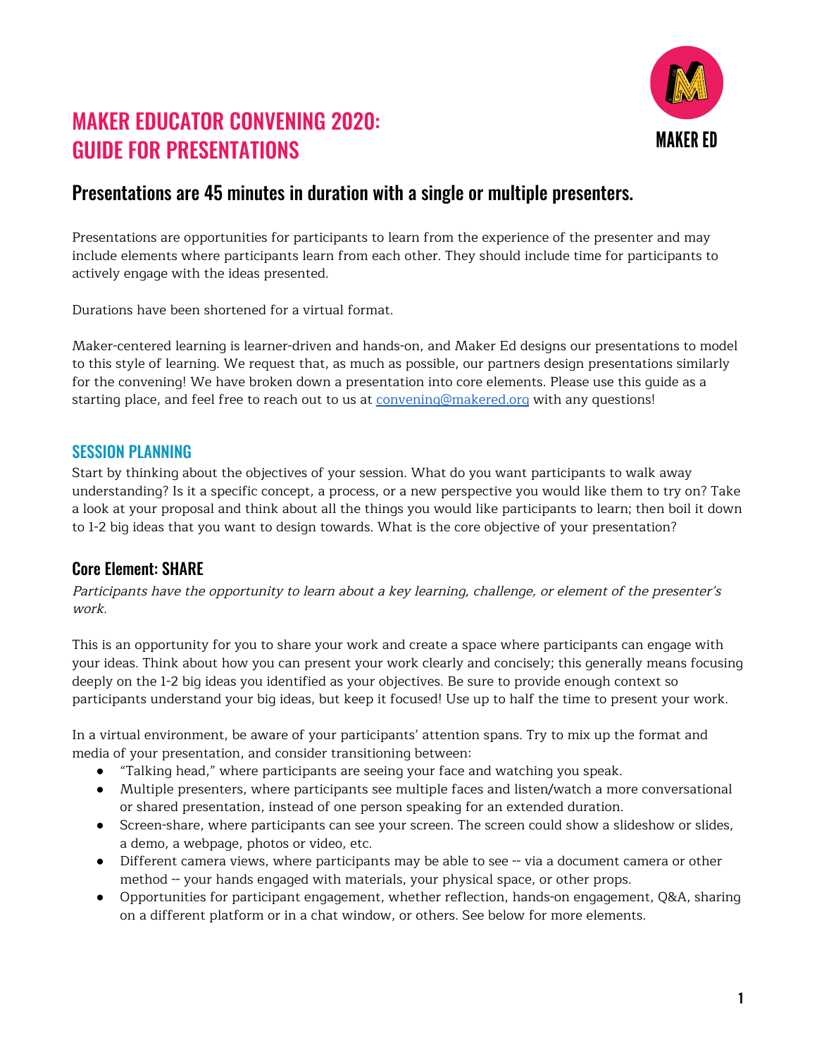# MAKER EDUCATOR CONVENING 2020: GUIDE FOR PRESENTATIONS

MAKER ED

## Presentations are 45 minutes in duration with a single or multiple presenters.

Presentations are opportunities for participants to learn from the experience of the presenter and may include elements where participants learn from each other. They should include time for participants to actively engage with the ideas presented.

Durations have been shortened for a virtual format.

Maker-centered learning is learner-driven and hands-on, and Maker Ed designs our presentations to model to this style of learning. We request that, as much as possible, our partners design presentations similarly for the convening! We have broken down a presentation into core elements. Please use this guide as a starting place, and feel free to reach out to us at convening@makered.org with any questions!

### SESSION PLANNING

Start by thinking about the objectives of your session. What do you want participants to walk away understanding? Is it a specific concept, a process, or a new perspective you would like them to try on? Take a look at your proposal and think about all the things you would like participants to learn; then boil it down to 1-2 big ideas that you want to design towards. What is the core objective of your presentation?

### Core Element: SHARE

*Participants have the opportunity to learn about a key learning, challenge, or element of the presenter's work.*

This is an opportunity for you to share your work and create a space where participants can engage with your ideas. Think about how you can present your work clearly and concisely; this generally means focusing deeply on the 1-2 big ideas you identified as your objectives. Be sure to provide enough context so participants understand your big ideas, but keep it focused! Use up to half the time to present your work.

In a virtual environment, be aware of your participants' attention spans. Try to mix up the format and media of your presentation, and consider transitioning between:

- "Talking head," where participants are seeing your face and watching you speak.
- Multiple presenters, where participants see multiple faces and listen/watch a more conversational or shared presentation, instead of one person speaking for an extended duration.
- Screen-share, where participants can see your screen. The screen could show a slideshow or slides, a demo, a webpage, photos or video, etc.
- Different camera views, where participants may be able to see -- via a document camera or other method -- your hands engaged with materials, your physical space, or other props.
- Opportunities for participant engagement, whether reflection, hands-on engagement, Q&A, sharing on a different platform or in a chat window, or others. See below for more elements.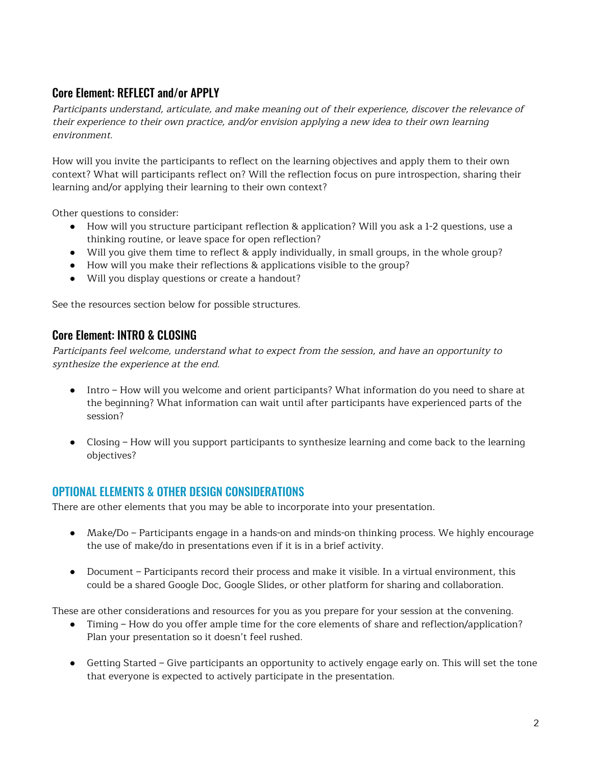## Core Element: REFLECT and/or APPLY

*Participants understand, articulate, and make meaning out of their experience, discover the relevance of their experience to their own practice, and/or envision applying a new idea to their own learning environment.*

How will you invite the participants to reflect on the learning objectives and apply them to their own context? What will participants reflect on? Will the reflection focus on pure introspection, sharing their learning and/or applying their learning to their own context?

Other questions to consider:

- How will you structure participant reflection & application? Will you ask a 1-2 questions, use a thinking routine, or leave space for open reflection?
- Will you give them time to reflect & apply individually, in small groups, in the whole group?
- How will you make their reflections & applications visible to the group?
- Will you display questions or create a handout?

See the resources section below for possible structures.

## Core Element: INTRO & CLOSING

*Participants feel welcome, understand what to expect from the session, and have an opportunity to synthesize the experience at the end.*

- Intro – How will you welcome and orient participants? What information do you need to share at the beginning? What information can wait until after participants have experienced parts of the session?

- Closing – How will you support participants to synthesize learning and come back to the learning objectives?

## OPTIONAL ELEMENTS & OTHER DESIGN CONSIDERATIONS

There are other elements that you may be able to incorporate into your presentation.

- Make/Do – Participants engage in a hands-on and minds-on thinking process. We highly encourage the use of make/do in presentations even if it is in a brief activity.

- Document – Participants record their process and make it visible. In a virtual environment, this could be a shared Google Doc, Google Slides, or other platform for sharing and collaboration.

These are other considerations and resources for you as you prepare for your session at the convening.

- Timing – How do you offer ample time for the core elements of share and reflection/application? Plan your presentation so it doesn't feel rushed.

- Getting Started – Give participants an opportunity to actively engage early on. This will set the tone that everyone is expected to actively participate in the presentation.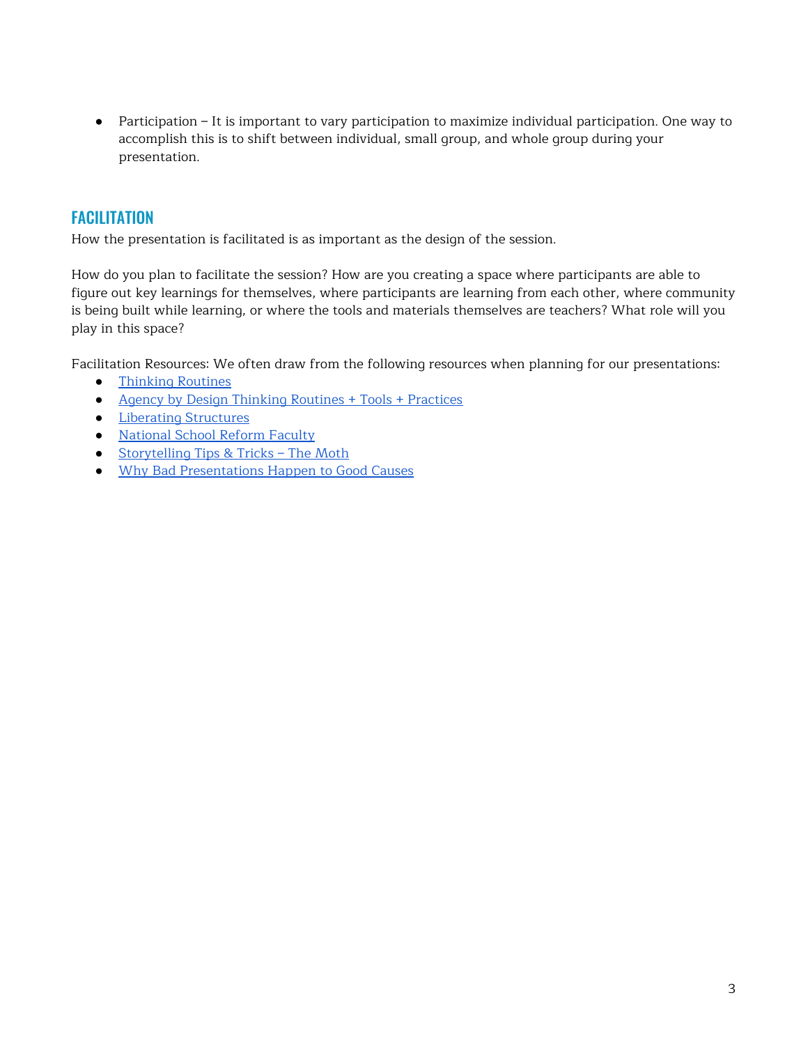- Participation – It is important to vary participation to maximize individual participation. One way to accomplish this is to shift between individual, small group, and whole group during your presentation.

## FACILITATION

How the presentation is facilitated is as important as the design of the session.

How do you plan to facilitate the session? How are you creating a space where participants are able to figure out key learnings for themselves, where participants are learning from each other, where community is being built while learning, or where the tools and materials themselves are teachers? What role will you play in this space?

Facilitation Resources: We often draw from the following resources when planning for our presentations:

- Thinking Routines
- Agency by Design Thinking Routines + Tools + Practices
- Liberating Structures
- National School Reform Faculty
- Storytelling Tips & Tricks – The Moth
- Why Bad Presentations Happen to Good Causes